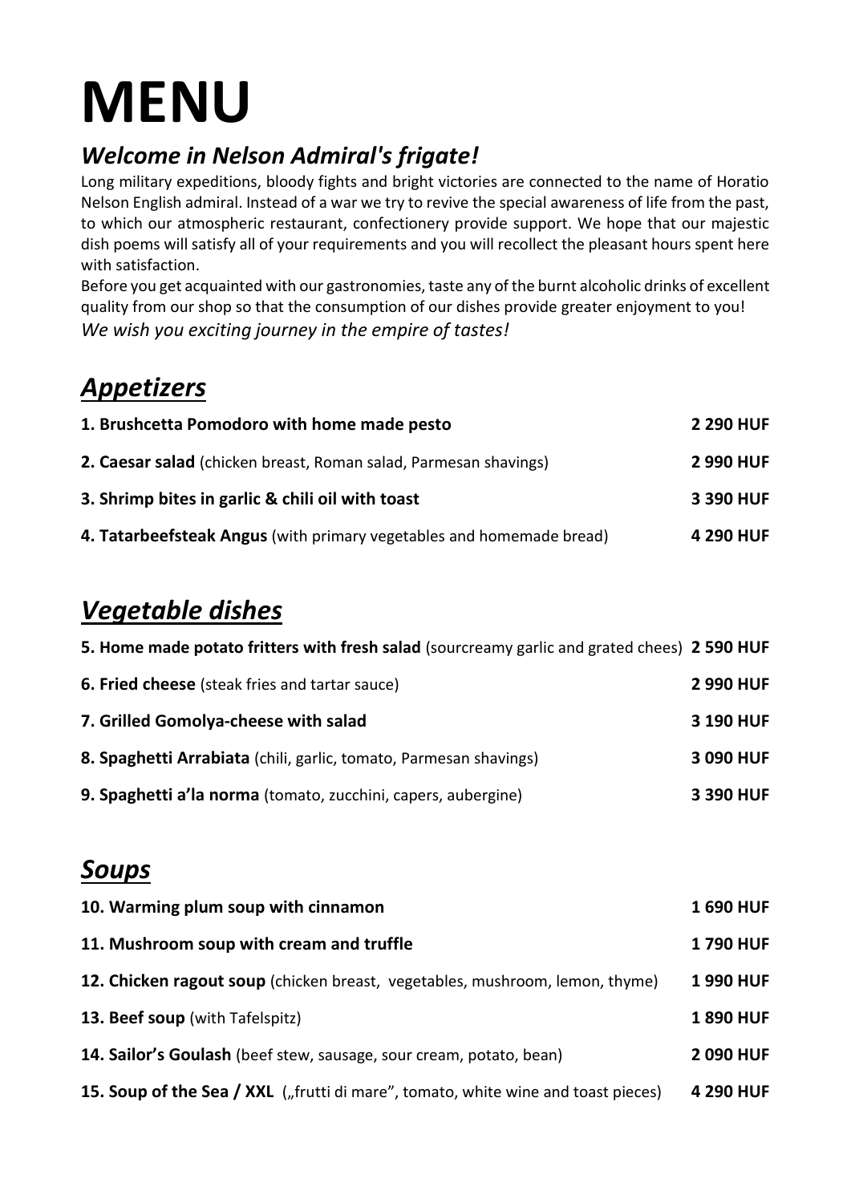# MENU

## *Welcome in Nelson Admiral's frigate!*

Long military expeditions, bloody fights and bright victories are connected to the name of Horatio Nelson English admiral. Instead of a war we try to revive the special awareness of life from the past, to which our atmospheric restaurant, confectionery provide support. We hope that our majestic dish poems will satisfy all of your requirements and you will recollect the pleasant hours spent here with satisfaction.

Before you get acquainted with our gastronomies, taste any of the burnt alcoholic drinks of excellent quality from our shop so that the consumption of our dishes provide greater enjoyment to you!

*We wish you exciting journey in the empire of tastes!*

## *Appetizers*

| | |
|---|---|
| **1. Brushcetta Pomodoro with home made pesto** | **2 290 HUF** |
| **2. Caesar salad** (chicken breast, Roman salad, Parmesan shavings) | **2 990 HUF** |
| **3. Shrimp bites in garlic & chili oil with toast** | **3 390 HUF** |
| **4. Tatarbeefsteak Angus** (with primary vegetables and homemade bread) | **4 290 HUF** |

## *Vegetable dishes*

| | |
|---|---|
| **5. Home made potato fritters with fresh salad** (sourcreamy garlic and grated chees) | **2 590 HUF** |
| **6. Fried cheese** (steak fries and tartar sauce) | **2 990 HUF** |
| **7. Grilled Gomolya-cheese with salad** | **3 190 HUF** |
| **8. Spaghetti Arrabiata** (chili, garlic, tomato, Parmesan shavings) | **3 090 HUF** |
| **9. Spaghetti a'la norma** (tomato, zucchini, capers, aubergine) | **3 390 HUF** |

## *Soups*

| | |
|---|---|
| **10. Warming plum soup with cinnamon** | **1 690 HUF** |
| **11. Mushroom soup with cream and truffle** | **1 790 HUF** |
| **12. Chicken ragout soup** (chicken breast, vegetables, mushroom, lemon, thyme) | **1 990 HUF** |
| **13. Beef soup** (with Tafelspitz) | **1 890 HUF** |
| **14. Sailor's Goulash** (beef stew, sausage, sour cream, potato, bean) | **2 090 HUF** |
| **15. Soup of the Sea / XXL** („frutti di mare", tomato, white wine and toast pieces) | **4 290 HUF** |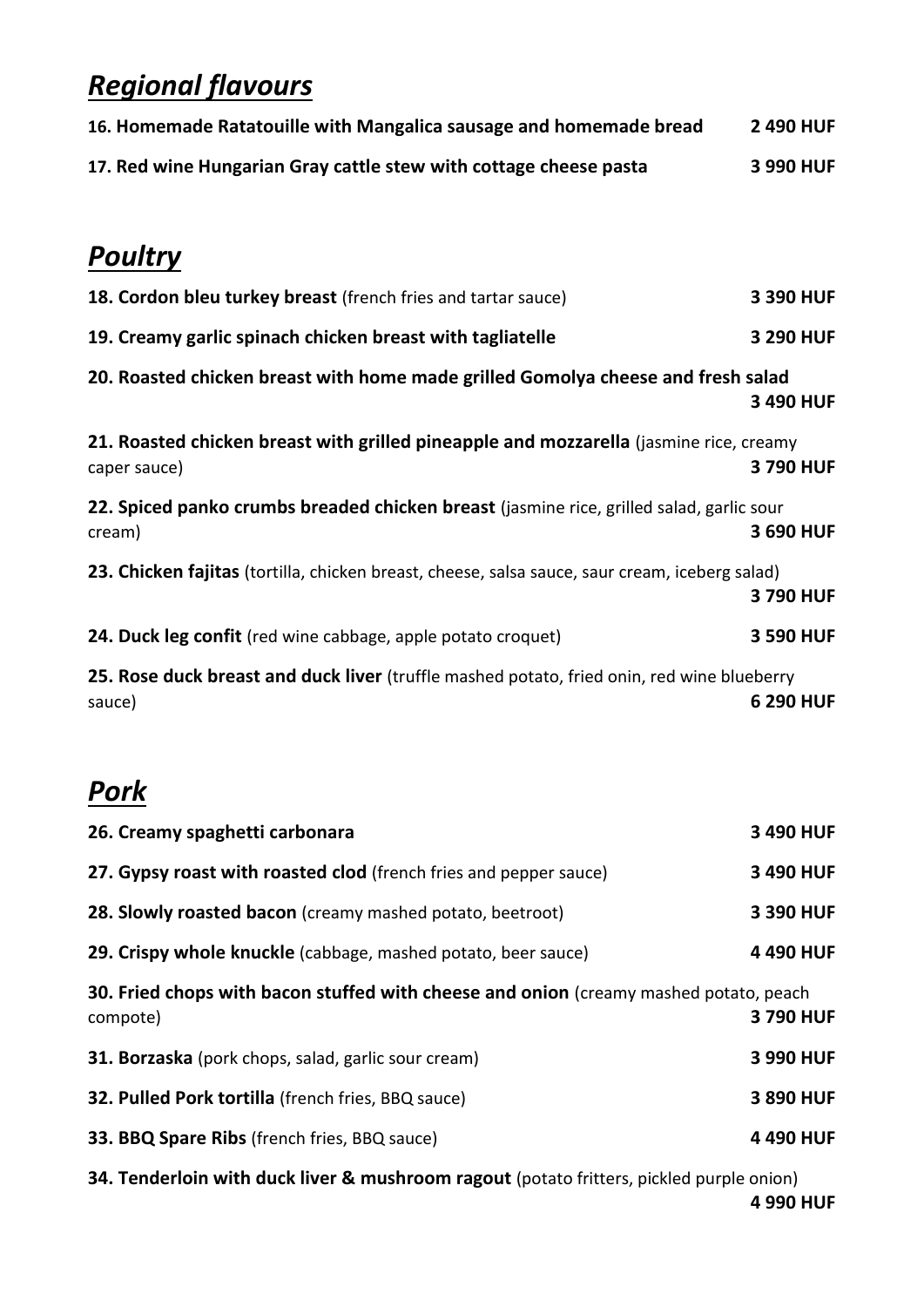## ***Regional flavours***

**16. Homemade Ratatouille with Mangalica sausage and homemade bread** **2 490 HUF**

**17. Red wine Hungarian Gray cattle stew with cottage cheese pasta** **3 990 HUF**

## ***Poultry***

**18. Cordon bleu turkey breast** (french fries and tartar sauce) **3 390 HUF**

**19. Creamy garlic spinach chicken breast with tagliatelle** **3 290 HUF**

**20. Roasted chicken breast with home made grilled Gomolya cheese and fresh salad** **3 490 HUF**

**21. Roasted chicken breast with grilled pineapple and mozzarella** (jasmine rice, creamy caper sauce) **3 790 HUF**

**22. Spiced panko crumbs breaded chicken breast** (jasmine rice, grilled salad, garlic sour cream) **3 690 HUF**

**23. Chicken fajitas** (tortilla, chicken breast, cheese, salsa sauce, saur cream, iceberg salad) **3 790 HUF**

**24. Duck leg confit** (red wine cabbage, apple potato croquet) **3 590 HUF**

**25. Rose duck breast and duck liver** (truffle mashed potato, fried onin, red wine blueberry sauce) **6 290 HUF**

## ***Pork***

**26. Creamy spaghetti carbonara** **3 490 HUF**

**27. Gypsy roast with roasted clod** (french fries and pepper sauce) **3 490 HUF**

**28. Slowly roasted bacon** (creamy mashed potato, beetroot) **3 390 HUF**

**29. Crispy whole knuckle** (cabbage, mashed potato, beer sauce) **4 490 HUF**

**30. Fried chops with bacon stuffed with cheese and onion** (creamy mashed potato, peach compote) **3 790 HUF**

**31. Borzaska** (pork chops, salad, garlic sour cream) **3 990 HUF**

**32. Pulled Pork tortilla** (french fries, BBQ sauce) **3 890 HUF**

**33. BBQ Spare Ribs** (french fries, BBQ sauce) **4 490 HUF**

**34. Tenderloin with duck liver & mushroom ragout** (potato fritters, pickled purple onion) **4 990 HUF**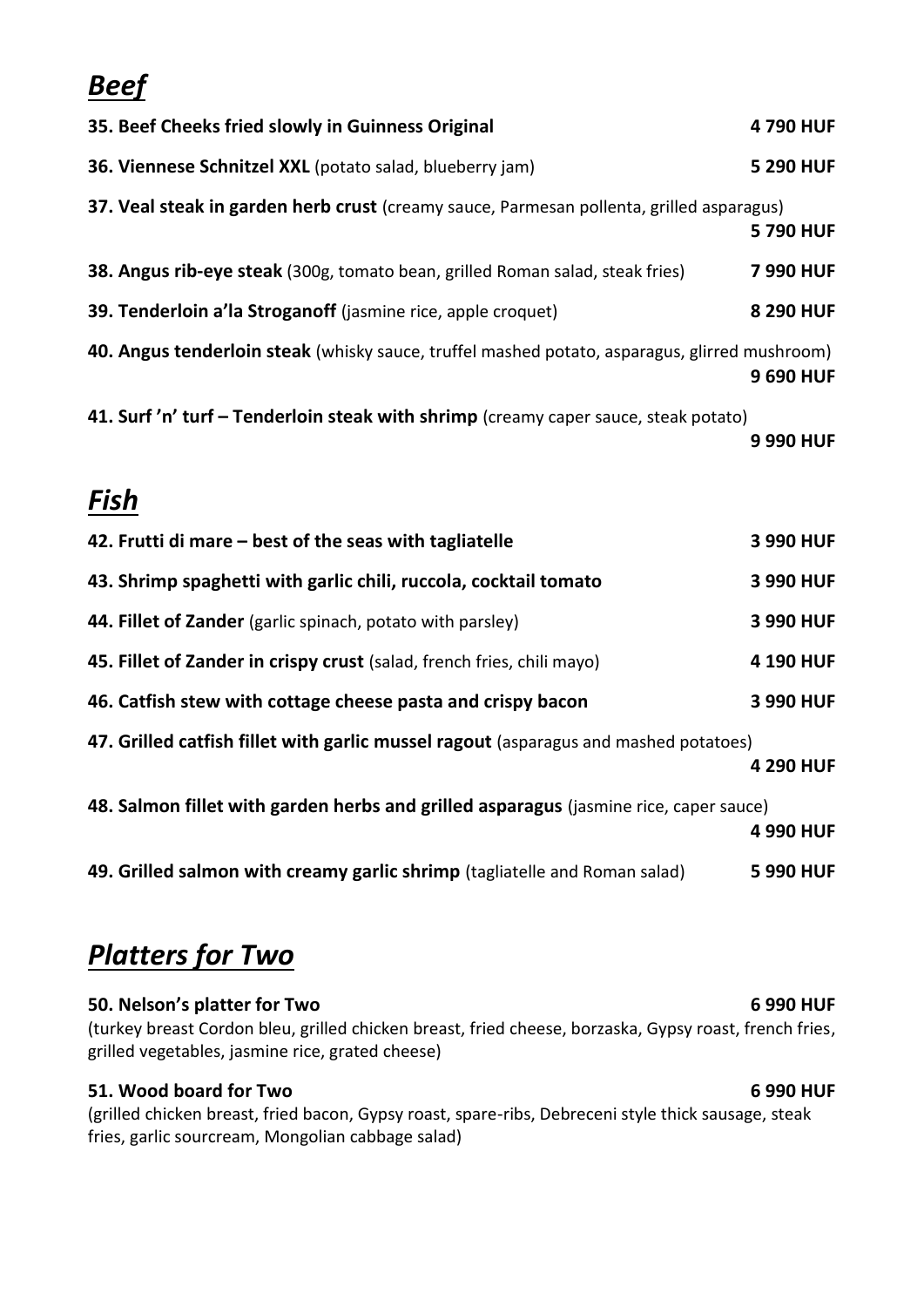## *Beef*

**35. Beef Cheeks fried slowly in Guinness Original** **4 790 HUF**

**36. Viennese Schnitzel XXL** (potato salad, blueberry jam) **5 290 HUF**

**37. Veal steak in garden herb crust** (creamy sauce, Parmesan pollenta, grilled asparagus) **5 790 HUF**

**38. Angus rib-eye steak** (300g, tomato bean, grilled Roman salad, steak fries) **7 990 HUF**

**39. Tenderloin a'la Stroganoff** (jasmine rice, apple croquet) **8 290 HUF**

**40. Angus tenderloin steak** (whisky sauce, truffel mashed potato, asparagus, glirred mushroom) **9 690 HUF**

**41. Surf 'n' turf – Tenderloin steak with shrimp** (creamy caper sauce, steak potato) **9 990 HUF**

## *Fish*

**42. Frutti di mare – best of the seas with tagliatelle** **3 990 HUF**

**43. Shrimp spaghetti with garlic chili, ruccola, cocktail tomato** **3 990 HUF**

**44. Fillet of Zander** (garlic spinach, potato with parsley) **3 990 HUF**

**45. Fillet of Zander in crispy crust** (salad, french fries, chili mayo) **4 190 HUF**

**46. Catfish stew with cottage cheese pasta and crispy bacon** **3 990 HUF**

**47. Grilled catfish fillet with garlic mussel ragout** (asparagus and mashed potatoes) **4 290 HUF**

**48. Salmon fillet with garden herbs and grilled asparagus** (jasmine rice, caper sauce) **4 990 HUF**

**49. Grilled salmon with creamy garlic shrimp** (tagliatelle and Roman salad) **5 990 HUF**

## *Platters for Two*

**50. Nelson's platter for Two** **6 990 HUF**
(turkey breast Cordon bleu, grilled chicken breast, fried cheese, borzaska, Gypsy roast, french fries, grilled vegetables, jasmine rice, grated cheese)

**51. Wood board for Two** **6 990 HUF**
(grilled chicken breast, fried bacon, Gypsy roast, spare-ribs, Debreceni style thick sausage, steak fries, garlic sourcream, Mongolian cabbage salad)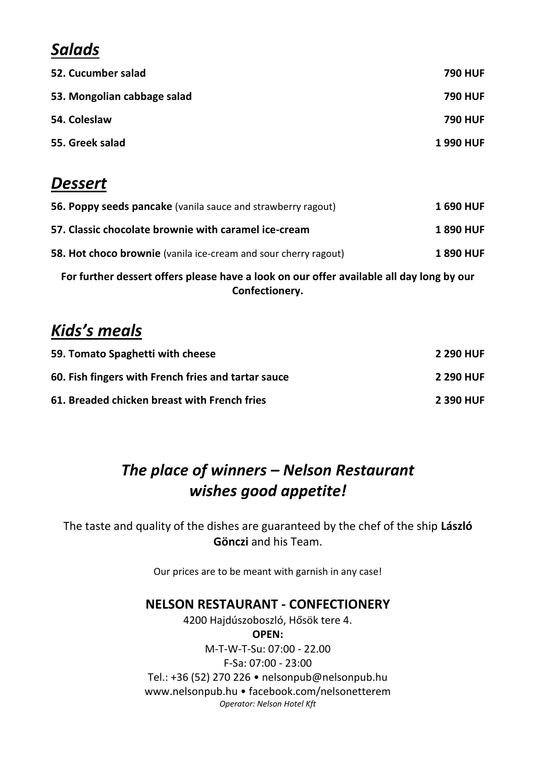## ***Salads***

| | |
|---|---|
| **52. Cucumber salad** | **790 HUF** |
| **53. Mongolian cabbage salad** | **790 HUF** |
| **54. Coleslaw** | **790 HUF** |
| **55. Greek salad** | **1 990 HUF** |

## ***Dessert***

| | |
|---|---|
| **56. Poppy seeds pancake** (vanila sauce and strawberry ragout) | **1 690 HUF** |
| **57. Classic chocolate brownie with caramel ice-cream** | **1 890 HUF** |
| **58. Hot choco brownie** (vanila ice-cream and sour cherry ragout) | **1 890 HUF** |

**For further dessert offers please have a look on our offer available all day long by our Confectionery.**

## ***Kids's meals***

| | |
|---|---|
| **59. Tomato Spaghetti with cheese** | **2 290 HUF** |
| **60. Fish fingers with French fries and tartar sauce** | **2 290 HUF** |
| **61. Breaded chicken breast with French fries** | **2 390 HUF** |

## ***The place of winners – Nelson Restaurant wishes good appetite!***

The taste and quality of the dishes are guaranteed by the chef of the ship **László Gönczi** and his Team.

Our prices are to be meant with garnish in any case!

**NELSON RESTAURANT - CONFECTIONERY**

4200 Hajdúszoboszló, Hősök tere 4.

**OPEN:**

M-T-W-T-Su: 07:00 - 22.00

F-Sa: 07:00 - 23:00

Tel.: +36 (52) 270 226 • nelsonpub@nelsonpub.hu

www.nelsonpub.hu • facebook.com/nelsonetterem

*Operator: Nelson Hotel Kft*